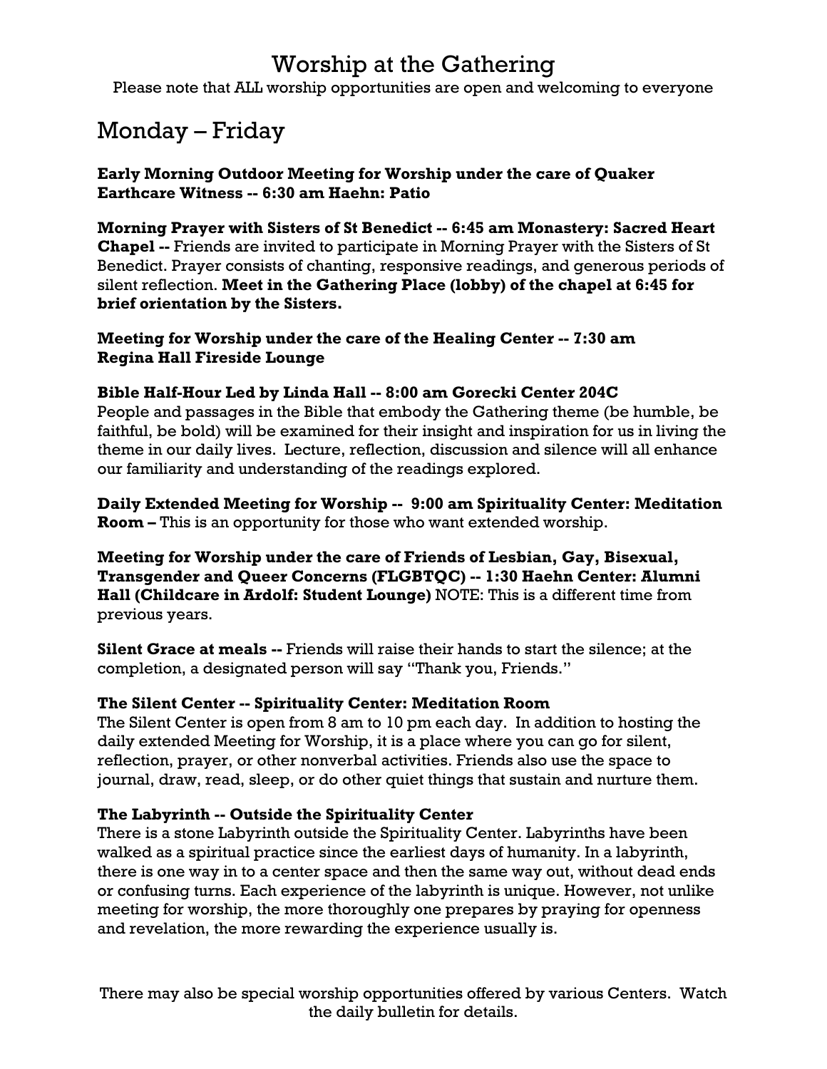# Worship at the Gathering

Please note that ALL worship opportunities are open and welcoming to everyone

## Monday – Friday

**Early Morning Outdoor Meeting for Worship under the care of Quaker Earthcare Witness -- 6:30 am Haehn: Patio**

**Morning Prayer with Sisters of St Benedict -- 6:45 am Monastery: Sacred Heart Chapel --** Friends are invited to participate in Morning Prayer with the Sisters of St Benedict. Prayer consists of chanting, responsive readings, and generous periods of silent reflection. **Meet in the Gathering Place (lobby) of the chapel at 6:45 for brief orientation by the Sisters.**

**Meeting for Worship under the care of the Healing Center -- 7:30 am Regina Hall Fireside Lounge**

**Bible Half-Hour Led by Linda Hall -- 8:00 am Gorecki Center 204C**
People and passages in the Bible that embody the Gathering theme (be humble, be faithful, be bold) will be examined for their insight and inspiration for us in living the theme in our daily lives. Lecture, reflection, discussion and silence will all enhance our familiarity and understanding of the readings explored.

**Daily Extended Meeting for Worship -- 9:00 am Spirituality Center: Meditation Room –** This is an opportunity for those who want extended worship.

**Meeting for Worship under the care of Friends of Lesbian, Gay, Bisexual, Transgender and Queer Concerns (FLGBTQC) -- 1:30 Haehn Center: Alumni Hall (Childcare in Ardolf: Student Lounge)** NOTE: This is a different time from previous years.

**Silent Grace at meals --** Friends will raise their hands to start the silence; at the completion, a designated person will say "Thank you, Friends."

**The Silent Center -- Spirituality Center: Meditation Room**
The Silent Center is open from 8 am to 10 pm each day. In addition to hosting the daily extended Meeting for Worship, it is a place where you can go for silent, reflection, prayer, or other nonverbal activities. Friends also use the space to journal, draw, read, sleep, or do other quiet things that sustain and nurture them.

**The Labyrinth -- Outside the Spirituality Center**
There is a stone Labyrinth outside the Spirituality Center. Labyrinths have been walked as a spiritual practice since the earliest days of humanity. In a labyrinth, there is one way in to a center space and then the same way out, without dead ends or confusing turns. Each experience of the labyrinth is unique. However, not unlike meeting for worship, the more thoroughly one prepares by praying for openness and revelation, the more rewarding the experience usually is.

There may also be special worship opportunities offered by various Centers. Watch the daily bulletin for details.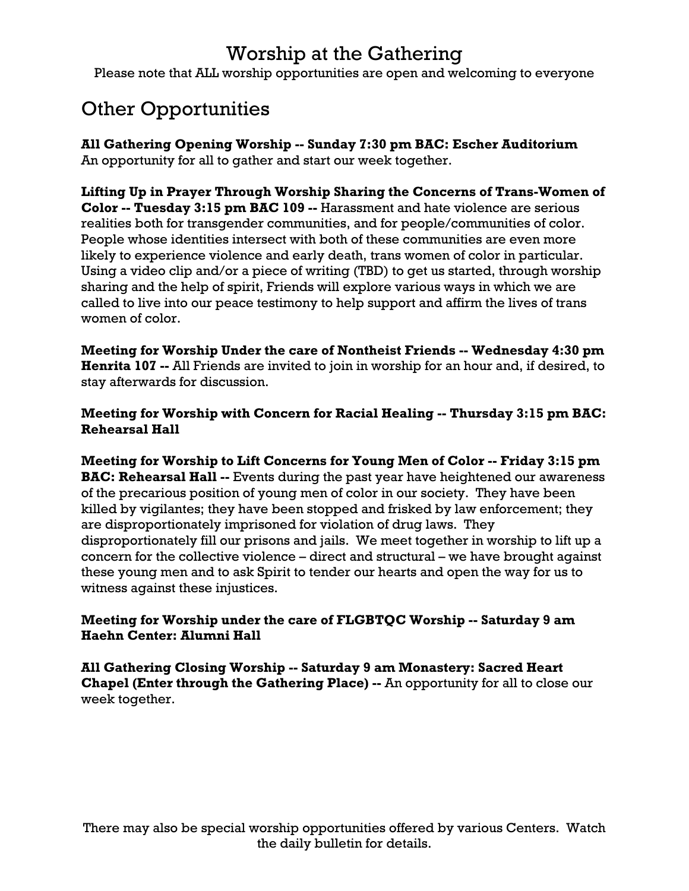# Worship at the Gathering

Please note that ALL worship opportunities are open and welcoming to everyone

## Other Opportunities

**All Gathering Opening Worship -- Sunday 7:30 pm BAC: Escher Auditorium**
An opportunity for all to gather and start our week together.

**Lifting Up in Prayer Through Worship Sharing the Concerns of Trans-Women of Color -- Tuesday 3:15 pm BAC 109 --** Harassment and hate violence are serious realities both for transgender communities, and for people/communities of color. People whose identities intersect with both of these communities are even more likely to experience violence and early death, trans women of color in particular. Using a video clip and/or a piece of writing (TBD) to get us started, through worship sharing and the help of spirit, Friends will explore various ways in which we are called to live into our peace testimony to help support and affirm the lives of trans women of color.

**Meeting for Worship Under the care of Nontheist Friends -- Wednesday 4:30 pm Henrita 107 --** All Friends are invited to join in worship for an hour and, if desired, to stay afterwards for discussion.

**Meeting for Worship with Concern for Racial Healing -- Thursday 3:15 pm BAC: Rehearsal Hall**

**Meeting for Worship to Lift Concerns for Young Men of Color -- Friday 3:15 pm BAC: Rehearsal Hall --** Events during the past year have heightened our awareness of the precarious position of young men of color in our society. They have been killed by vigilantes; they have been stopped and frisked by law enforcement; they are disproportionately imprisoned for violation of drug laws. They disproportionately fill our prisons and jails. We meet together in worship to lift up a concern for the collective violence – direct and structural – we have brought against these young men and to ask Spirit to tender our hearts and open the way for us to witness against these injustices.

**Meeting for Worship under the care of FLGBTQC Worship -- Saturday 9 am Haehn Center: Alumni Hall**

**All Gathering Closing Worship -- Saturday 9 am Monastery: Sacred Heart Chapel (Enter through the Gathering Place) --** An opportunity for all to close our week together.

There may also be special worship opportunities offered by various Centers. Watch the daily bulletin for details.